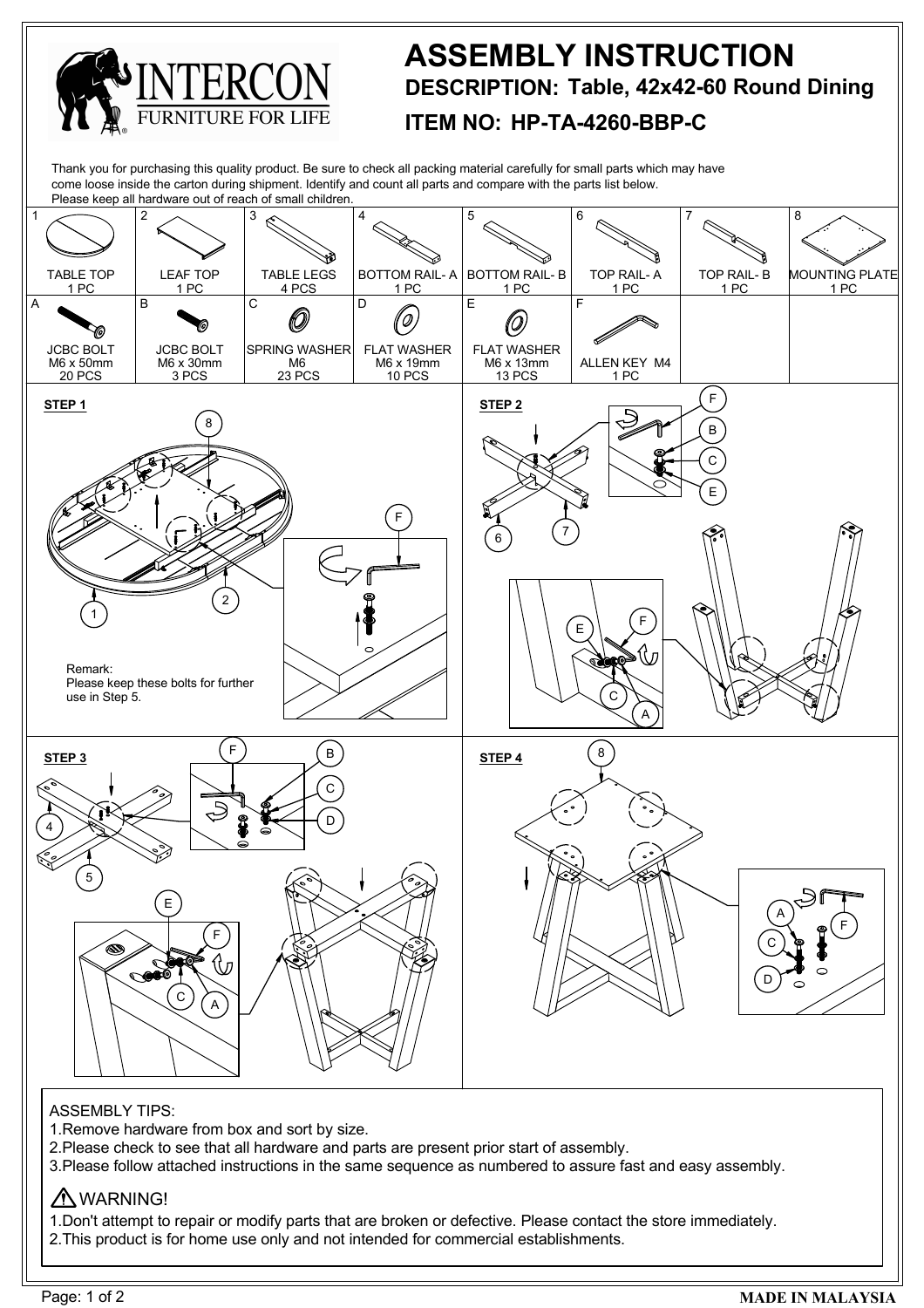# ASSEMBLY INSTRUCTION

**DESCRIPTION: Table, 42x42-60 Round Dining**

**ITEM NO: HP-TA-4260-BBP-C**

INTERCON FURNITURE FOR LIFE

Thank you for purchasing this quality product. Be sure to check all packing material carefully for small parts which may have come loose inside the carton during shipment. Identify and count all parts and compare with the parts list below.
Please keep all hardware out of reach of small children.

| 1 | 2 | 3 | 4 | 5 | 6 | 7 | 8 |
|---|---|---|---|---|---|---|---|
| TABLE TOP 1 PC | LEAF TOP 1 PC | TABLE LEGS 4 PCS | BOTTOM RAIL- A 1 PC | BOTTOM RAIL- B 1 PC | TOP RAIL- A 1 PC | TOP RAIL- B 1 PC | MOUNTING PLATE 1 PC |
| A | B | C | D | E | F | | |
| JCBC BOLT M6 x 50mm 20 PCS | JCBC BOLT M6 x 30mm 3 PCS | SPRING WASHER M6 23 PCS | FLAT WASHER M6 x 19mm 10 PCS | FLAT WASHER M6 x 13mm 13 PCS | ALLEN KEY M4 1 PC | | |

**STEP 1**

8, F, 2, 1

Remark:
Please keep these bolts for further use in Step 5.

**STEP 2**

F, B, C, E, 6, 7, E, F, C, A

**STEP 3**

F, B, C, D, 4, 5, E, F, C, A

**STEP 4**

8, A, F, C, D

ASSEMBLY TIPS:
1. Remove hardware from box and sort by size.
2. Please check to see that all hardware and parts are present prior start of assembly.
3. Please follow attached instructions in the same sequence as numbered to assure fast and easy assembly.

⚠ WARNING!
1. Don't attempt to repair or modify parts that are broken or defective. Please contact the store immediately.
2. This product is for home use only and not intended for commercial establishments.

MADE IN MALAYSIA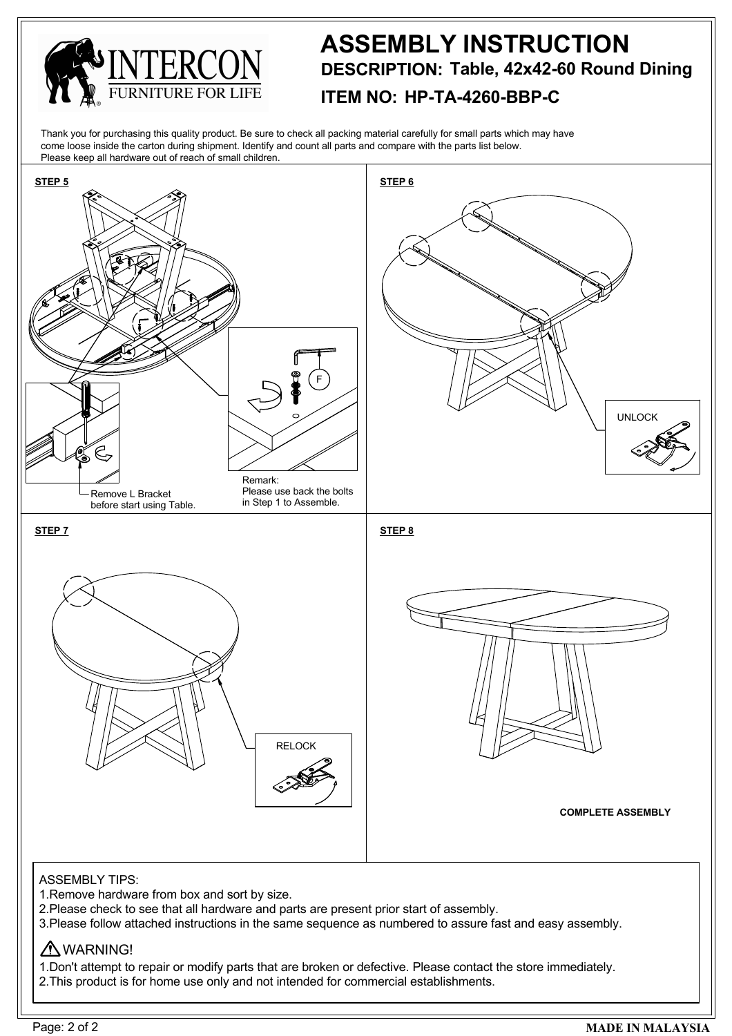# ASSEMBLY INSTRUCTION

**DESCRIPTION: Table, 42x42-60 Round Dining**

**ITEM NO: HP-TA-4260-BBP-C**

INTERCON
FURNITURE FOR LIFE

Thank you for purchasing this quality product. Be sure to check all packing material carefully for small parts which may have come loose inside the carton during shipment. Identify and count all parts and compare with the parts list below.
Please keep all hardware out of reach of small children.

**STEP 5**

F

Remove L Bracket before start using Table.

Remark:
Please use back the bolts in Step 1 to Assemble.

**STEP 6**

UNLOCK

**STEP 7**

RELOCK

**STEP 8**

**COMPLETE ASSEMBLY**

ASSEMBLY TIPS:

1. Remove hardware from box and sort by size.
2. Please check to see that all hardware and parts are present prior start of assembly.
3. Please follow attached instructions in the same sequence as numbered to assure fast and easy assembly.

⚠ WARNING!

1. Don't attempt to repair or modify parts that are broken or defective. Please contact the store immediately.
2. This product is for home use only and not intended for commercial establishments.

**MADE IN MALAYSIA**